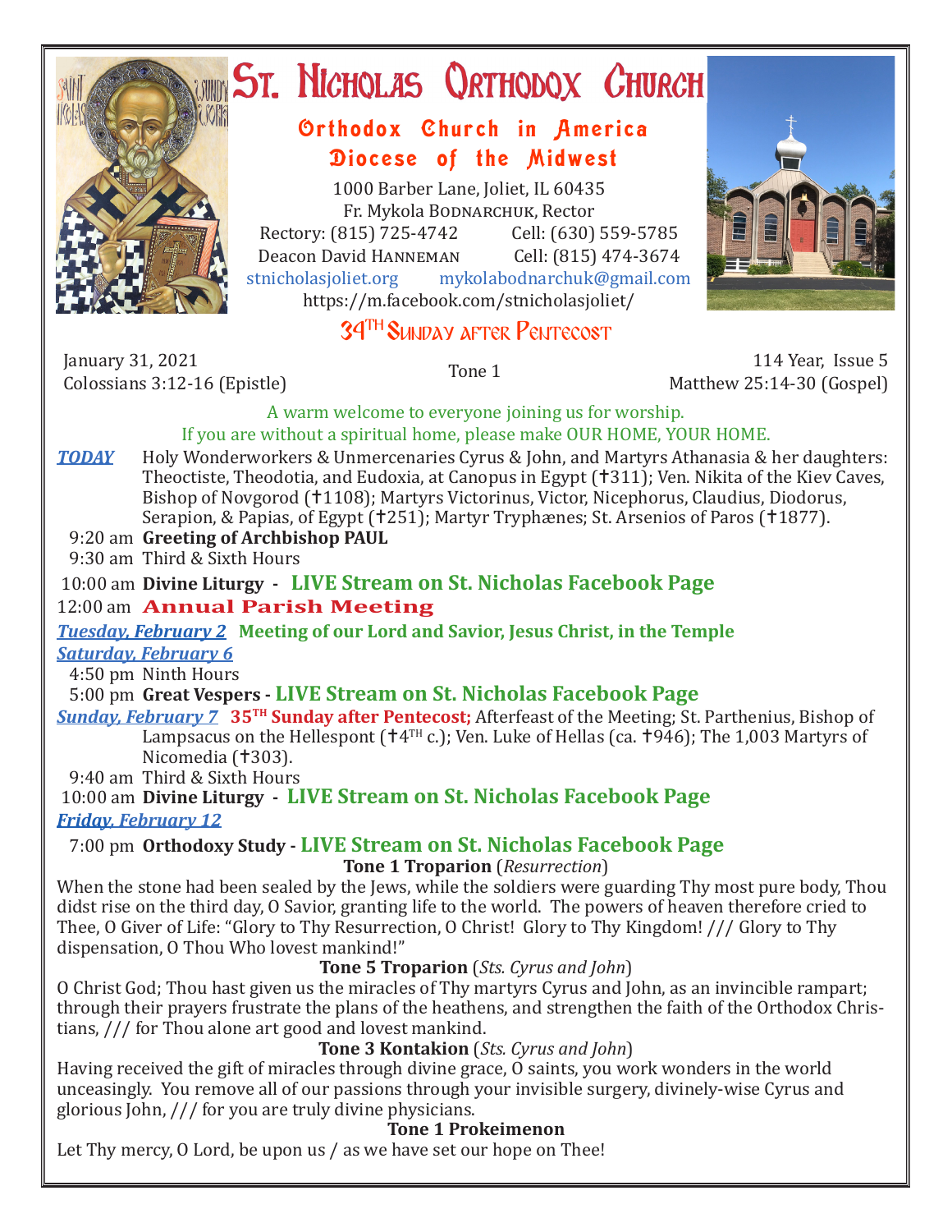# St. Nicholas Orthodox Church

## Orthodox Church in America
## Diocese of the Midwest

1000 Barber Lane, Joliet, IL 60435
Fr. Mykola Bodnarchuk, Rector
Rectory: (815) 725-4742 Cell: (630) 559-5785
Deacon David Hanneman Cell: (815) 474-3674
stnicholasjoliet.org mykolabodnarchuk@gmail.com
https://m.facebook.com/stnicholasjoliet/

### 34th Sunday after Pentecost

January 31, 2021
Colossians 3:12-16 (Epistle)

Tone 1

114 Year, Issue 5
Matthew 25:14-30 (Gospel)

A warm welcome to everyone joining us for worship.
If you are without a spiritual home, please make OUR HOME, YOUR HOME.

***TODAY*** Holy Wonderworkers & Unmercenaries Cyrus & John, and Martyrs Athanasia & her daughters: Theoctiste, Theodotia, and Eudoxia, at Canopus in Egypt (✝311); Ven. Nikita of the Kiev Caves, Bishop of Novgorod (✝1108); Martyrs Victorinus, Victor, Nicephorus, Claudius, Diodorus, Serapion, & Papias, of Egypt (✝251); Martyr Tryphænes; St. Arsenios of Paros (✝1877).

9:20 am **Greeting of Archbishop PAUL**
9:30 am Third & Sixth Hours
10:00 am **Divine Liturgy - LIVE Stream on St. Nicholas Facebook Page**
12:00 am **Annual Parish Meeting**

***Tuesday, February 2*** **Meeting of our Lord and Savior, Jesus Christ, in the Temple**

***Saturday, February 6***
4:50 pm Ninth Hours
5:00 pm **Great Vespers - LIVE Stream on St. Nicholas Facebook Page**

***Sunday, February 7*** **35TH Sunday after Pentecost;** Afterfeast of the Meeting; St. Parthenius, Bishop of Lampsacus on the Hellespont (✝4TH c.); Ven. Luke of Hellas (ca. ✝946); The 1,003 Martyrs of Nicomedia (✝303).
9:40 am Third & Sixth Hours
10:00 am **Divine Liturgy - LIVE Stream on St. Nicholas Facebook Page**

***Friday, February 12***
7:00 pm **Orthodoxy Study - LIVE Stream on St. Nicholas Facebook Page**

**Tone 1 Troparion** (*Resurrection*)
When the stone had been sealed by the Jews, while the soldiers were guarding Thy most pure body, Thou didst rise on the third day, O Savior, granting life to the world. The powers of heaven therefore cried to Thee, O Giver of Life: "Glory to Thy Resurrection, O Christ! Glory to Thy Kingdom! /// Glory to Thy dispensation, O Thou Who lovest mankind!"

**Tone 5 Troparion** (*Sts. Cyrus and John*)
O Christ God; Thou hast given us the miracles of Thy martyrs Cyrus and John, as an invincible rampart; through their prayers frustrate the plans of the heathens, and strengthen the faith of the Orthodox Christians, /// for Thou alone art good and lovest mankind.

**Tone 3 Kontakion** (*Sts. Cyrus and John*)
Having received the gift of miracles through divine grace, O saints, you work wonders in the world unceasingly. You remove all of our passions through your invisible surgery, divinely-wise Cyrus and glorious John, /// for you are truly divine physicians.

**Tone 1 Prokeimenon**
Let Thy mercy, O Lord, be upon us / as we have set our hope on Thee!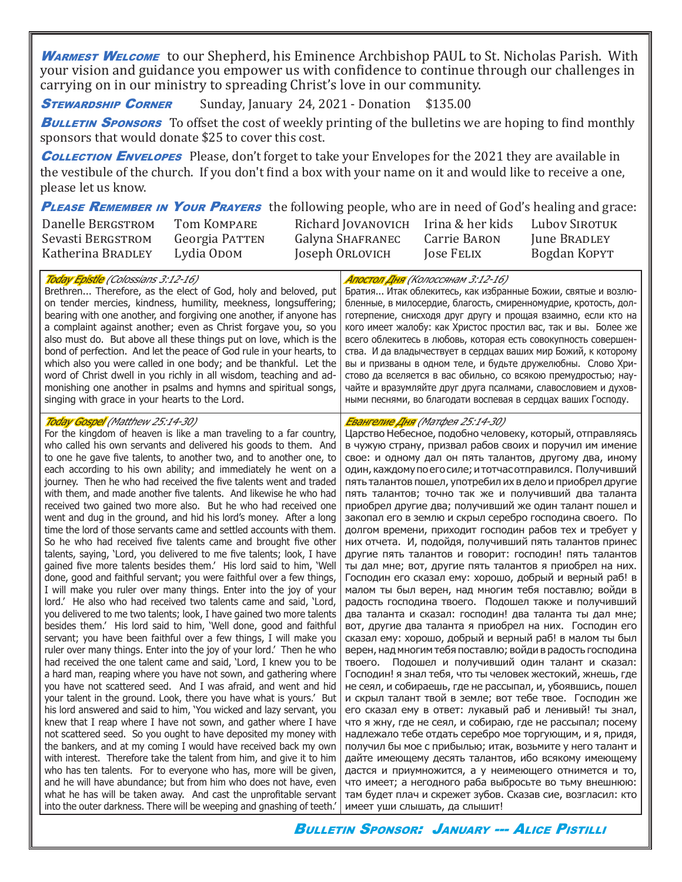***Warmest Welcome*** to our Shepherd, his Eminence Archbishop PAUL to St. Nicholas Parish. With your vision and guidance you empower us with confidence to continue through our challenges in carrying on in our ministry to spreading Christ's love in our community.

***Stewardship Corner*** Sunday, January 24, 2021 - Donation $135.00

***Bulletin Sponsors*** To offset the cost of weekly printing of the bulletins we are hoping to find monthly sponsors that would donate $25 to cover this cost.

***Collection Envelopes*** Please, don't forget to take your Envelopes for the 2021 they are available in the vestibule of the church. If you don't find a box with your name on it and would like to receive a one, please let us know.

***Please Remember in Your Prayers*** the following people, who are in need of God's healing and grace:

| | | | | |
|---|---|---|---|---|
| Danelle Bergstrom | Tom Kompare | Richard Jovanovich | Irina & her kids | Lubov Sirotuk |
| Sevasti Bergstrom | Georgia Patten | Galyna Shafranec | Carrie Baron | June Bradley |
| Katherina Bradley | Lydia Odom | Joseph Orlovich | Jose Felix | Bogdan Kopyt |

*Today Epistle (Colossians 3:12-16)*

Brethren... Therefore, as the elect of God, holy and beloved, put on tender mercies, kindness, humility, meekness, longsuffering; bearing with one another, and forgiving one another, if anyone has a complaint against another; even as Christ forgave you, so you also must do. But above all these things put on love, which is the bond of perfection. And let the peace of God rule in your hearts, to which also you were called in one body; and be thankful. Let the word of Christ dwell in you richly in all wisdom, teaching and admonishing one another in psalms and hymns and spiritual songs, singing with grace in your hearts to the Lord.

*Апостол Дня (Колоссянам 3:12-16)*

Братия... Итак облекитесь, как избранные Божии, святые и возлюбленные, в милосердие, благость, смиренномудрие, кротость, долготерпение, снисходя друг другу и прощая взаимно, если кто на кого имеет жалобу: как Христос простил вас, так и вы. Более же всего облекитесь в любовь, которая есть совокупность совершенства. И да владычествует в сердцах ваших мир Божий, к которому вы и призваны в одном теле, и будьте дружелюбны. Слово Христово да вселяется в вас обильно, со всякою премудростью; научайте и вразумляйте друг друга псалмами, славословием и духовными песнями, во благодати воспевая в сердцах ваших Господу.

*Today Gospel (Matthew 25:14-30)*

For the kingdom of heaven is like a man traveling to a far country, who called his own servants and delivered his goods to them. And to one he gave five talents, to another two, and to another one, to each according to his own ability; and immediately he went on a journey. Then he who had received the five talents went and traded with them, and made another five talents. And likewise he who had received two gained two more also. But he who had received one went and dug in the ground, and hid his lord's money. After a long time the lord of those servants came and settled accounts with them. So he who had received five talents came and brought five other talents, saying, 'Lord, you delivered to me five talents; look, I have gained five more talents besides them.' His lord said to him, 'Well done, good and faithful servant; you were faithful over a few things, I will make you ruler over many things. Enter into the joy of your lord.' He also who had received two talents came and said, 'Lord, you delivered to me two talents; look, I have gained two more talents besides them.' His lord said to him, 'Well done, good and faithful servant; you have been faithful over a few things, I will make you ruler over many things. Enter into the joy of your lord.' Then he who had received the one talent came and said, 'Lord, I knew you to be a hard man, reaping where you have not sown, and gathering where you have not scattered seed. And I was afraid, and went and hid your talent in the ground. Look, there you have what is yours.' But his lord answered and said to him, 'You wicked and lazy servant, you knew that I reap where I have not sown, and gather where I have not scattered seed. So you ought to have deposited my money with the bankers, and at my coming I would have received back my own with interest. Therefore take the talent from him, and give it to him who has ten talents. For to everyone who has, more will be given, and he will have abundance; but from him who does not have, even what he has will be taken away. And cast the unprofitable servant into the outer darkness. There will be weeping and gnashing of teeth.'

*Евангелие Дня (Матфея 25:14-30)*

Царство Небесное, подобно человеку, который, отправляясь в чужую страну, призвал рабов своих и поручил им имение свое: и одному дал он пять талантов, другому два, иному один, каждому по его силе; и тотчас отправился. Получивший пять талантов пошел, употребил их в дело и приобрел другие пять талантов; точно так же и получивший два таланта приобрел другие два; получивший же один талант пошел и закопал его в землю и скрыл серебро господина своего. По долгом времени, приходит господин рабов тех и требует у них отчета. И, подойдя, получивший пять талантов принес другие пять талантов и говорит: господин! пять талантов ты дал мне; вот, другие пять талантов я приобрел на них. Господин его сказал ему: хорошо, добрый и верный раб! в малом ты был верен, над многим тебя поставлю; войди в радость господина твоего. Подошел также и получивший два таланта и сказал: господин! два таланта ты дал мне; вот, другие два таланта я приобрел на них. Господин его сказал ему: хорошо, добрый и верный раб! в малом ты был верен, над многим тебя поставлю; войди в радость господина твоего. Подошел и получивший один талант и сказал: Господин! я знал тебя, что ты человек жестокий, жнешь, где не сеял, и собираешь, где не рассыпал, и, убоявшись, пошел и скрыл талант твой в земле; вот тебе твое. Господин же его сказал ему в ответ: лукавый раб и ленивый! ты знал, что я жну, где не сеял, и собираю, где не рассыпал; посему надлежало тебе отдать серебро мое торгующим, и я, придя, получил бы мое с прибылью; итак, возьмите у него талант и дайте имеющему десять талантов, ибо всякому имеющему дастся и приумножится, а у неимеющего отнимется и то, что имеет; а негодного раба выбросьте во тьму внешнюю: там будет плач и скрежет зубов. Сказав сие, возгласил: кто имеет уши слышать, да слышит!

***Bulletin Sponsor: January --- Alice Pistilli***